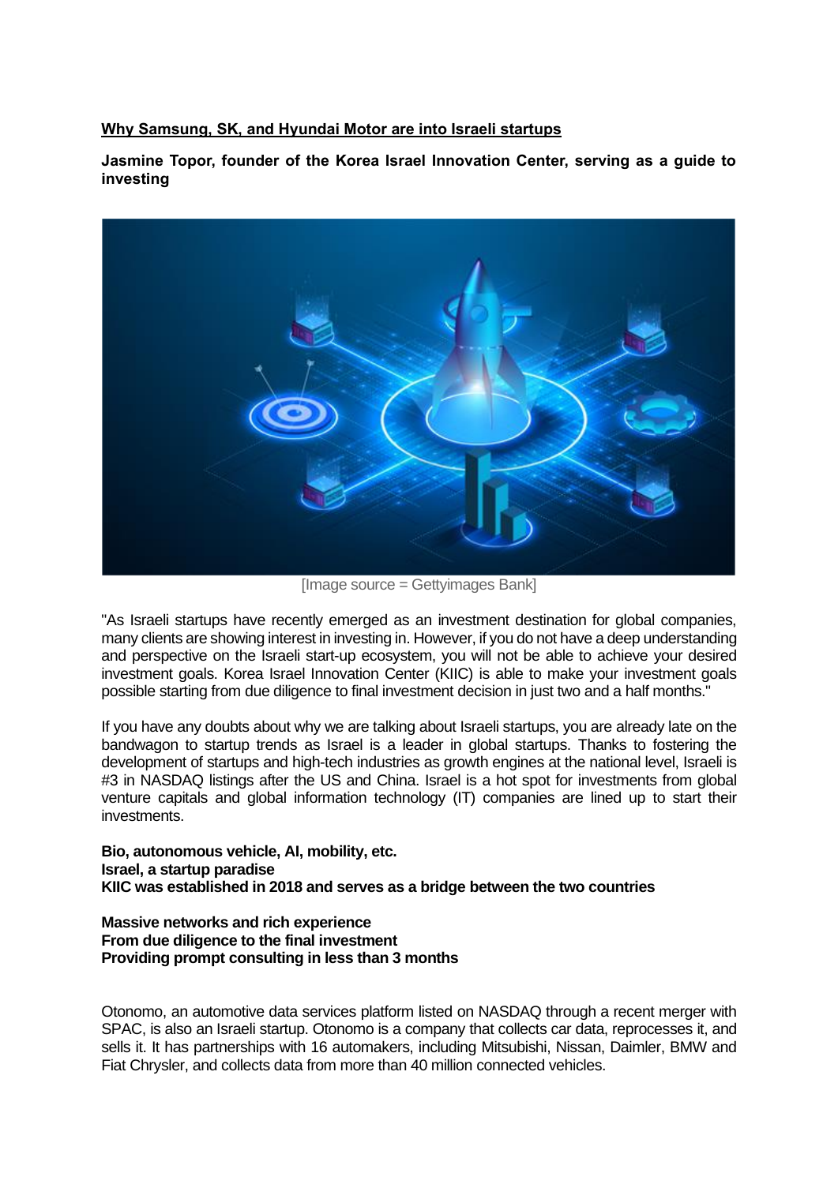## Why Samsung, SK, and Hyundai Motor are into Israeli startups

**Jasmine Topor, founder of the Korea Israel Innovation Center, serving as a guide to investing**

[Image source = Gettyimages Bank]

"As Israeli startups have recently emerged as an investment destination for global companies, many clients are showing interest in investing in. However, if you do not have a deep understanding and perspective on the Israeli start-up ecosystem, you will not be able to achieve your desired investment goals. Korea Israel Innovation Center (KIIC) is able to make your investment goals possible starting from due diligence to final investment decision in just two and a half months."

If you have any doubts about why we are talking about Israeli startups, you are already late on the bandwagon to startup trends as Israel is a leader in global startups. Thanks to fostering the development of startups and high-tech industries as growth engines at the national level, Israeli is #3 in NASDAQ listings after the US and China. Israel is a hot spot for investments from global venture capitals and global information technology (IT) companies are lined up to start their investments.

**Bio, autonomous vehicle, AI, mobility, etc.**
**Israel, a startup paradise**
**KIIC was established in 2018 and serves as a bridge between the two countries**

**Massive networks and rich experience**
**From due diligence to the final investment**
**Providing prompt consulting in less than 3 months**

Otonomo, an automotive data services platform listed on NASDAQ through a recent merger with SPAC, is also an Israeli startup. Otonomo is a company that collects car data, reprocesses it, and sells it. It has partnerships with 16 automakers, including Mitsubishi, Nissan, Daimler, BMW and Fiat Chrysler, and collects data from more than 40 million connected vehicles.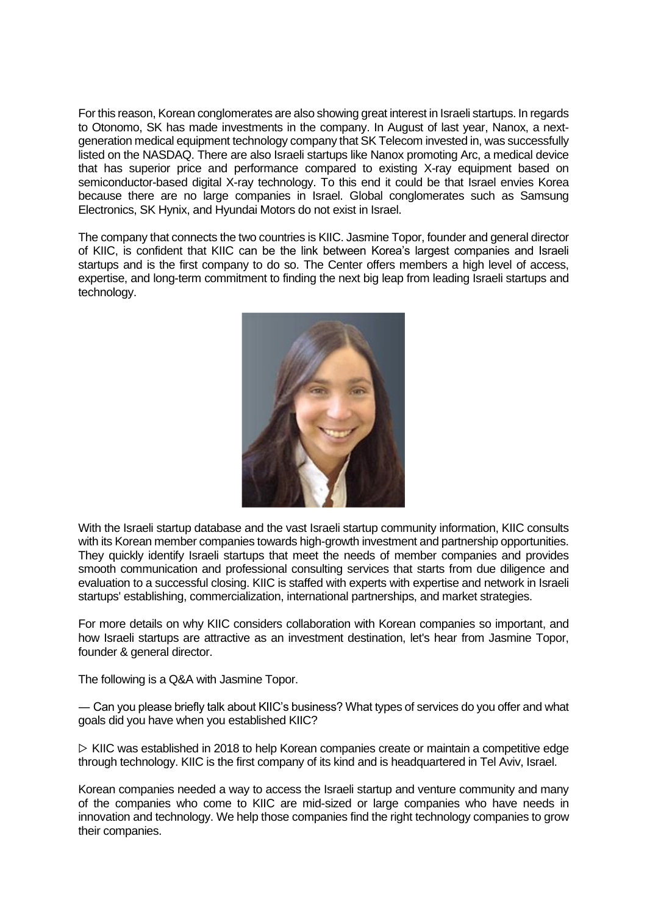For this reason, Korean conglomerates are also showing great interest in Israeli startups. In regards to Otonomo, SK has made investments in the company. In August of last year, Nanox, a next-generation medical equipment technology company that SK Telecom invested in, was successfully listed on the NASDAQ. There are also Israeli startups like Nanox promoting Arc, a medical device that has superior price and performance compared to existing X-ray equipment based on semiconductor-based digital X-ray technology. To this end it could be that Israel envies Korea because there are no large companies in Israel. Global conglomerates such as Samsung Electronics, SK Hynix, and Hyundai Motors do not exist in Israel.

The company that connects the two countries is KIIC. Jasmine Topor, founder and general director of KIIC, is confident that KIIC can be the link between Korea's largest companies and Israeli startups and is the first company to do so. The Center offers members a high level of access, expertise, and long-term commitment to finding the next big leap from leading Israeli startups and technology.

With the Israeli startup database and the vast Israeli startup community information, KIIC consults with its Korean member companies towards high-growth investment and partnership opportunities. They quickly identify Israeli startups that meet the needs of member companies and provides smooth communication and professional consulting services that starts from due diligence and evaluation to a successful closing. KIIC is staffed with experts with expertise and network in Israeli startups' establishing, commercialization, international partnerships, and market strategies.

For more details on why KIIC considers collaboration with Korean companies so important, and how Israeli startups are attractive as an investment destination, let's hear from Jasmine Topor, founder & general director.

The following is a Q&A with Jasmine Topor.

— Can you please briefly talk about KIIC's business? What types of services do you offer and what goals did you have when you established KIIC?

▷ KIIC was established in 2018 to help Korean companies create or maintain a competitive edge through technology. KIIC is the first company of its kind and is headquartered in Tel Aviv, Israel.

Korean companies needed a way to access the Israeli startup and venture community and many of the companies who come to KIIC are mid-sized or large companies who have needs in innovation and technology. We help those companies find the right technology companies to grow their companies.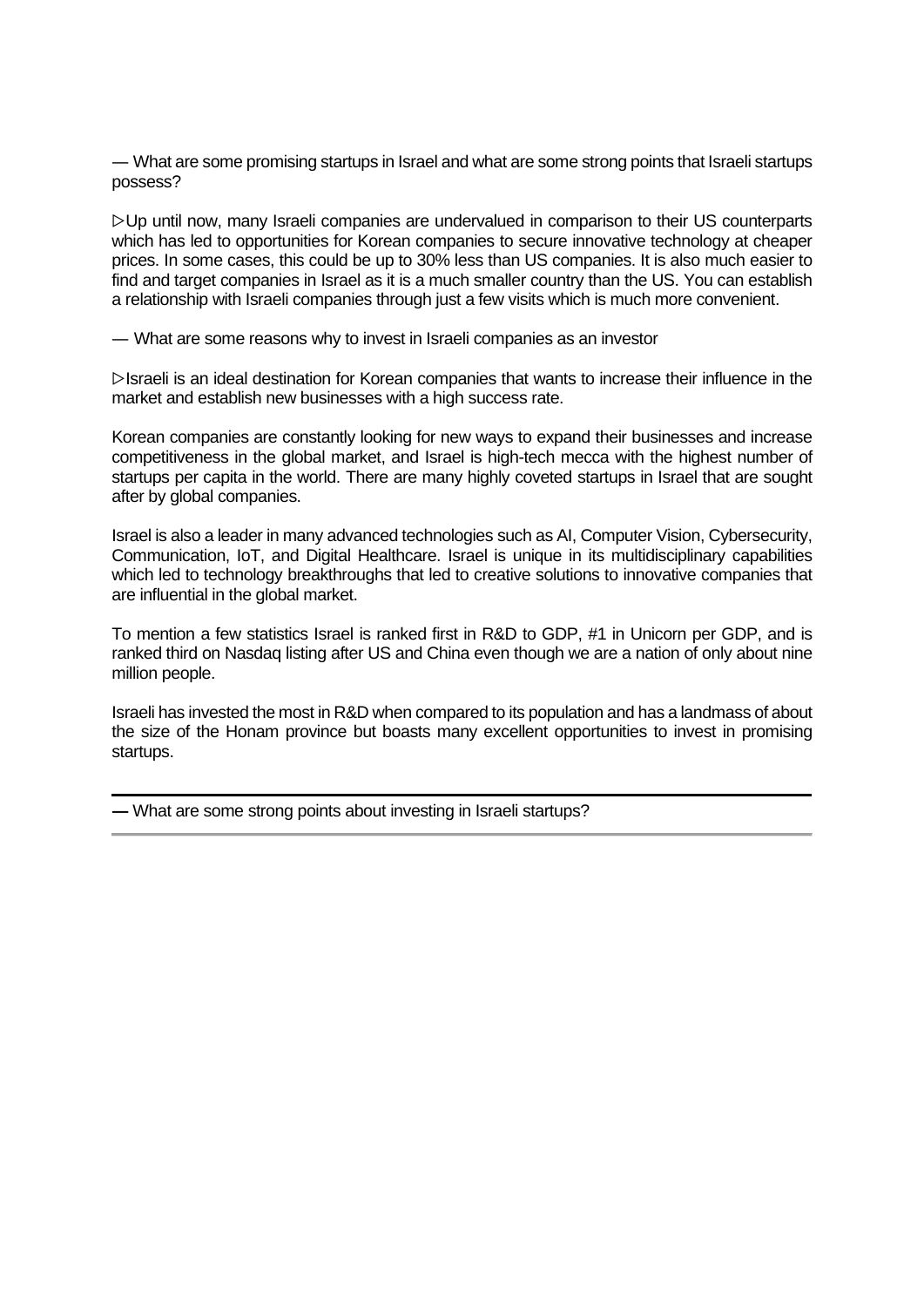— What are some promising startups in Israel and what are some strong points that Israeli startups possess?

▷Up until now, many Israeli companies are undervalued in comparison to their US counterparts which has led to opportunities for Korean companies to secure innovative technology at cheaper prices. In some cases, this could be up to 30% less than US companies. It is also much easier to find and target companies in Israel as it is a much smaller country than the US. You can establish a relationship with Israeli companies through just a few visits which is much more convenient.

— What are some reasons why to invest in Israeli companies as an investor

▷Israeli is an ideal destination for Korean companies that wants to increase their influence in the market and establish new businesses with a high success rate.

Korean companies are constantly looking for new ways to expand their businesses and increase competitiveness in the global market, and Israel is high-tech mecca with the highest number of startups per capita in the world. There are many highly coveted startups in Israel that are sought after by global companies.

Israel is also a leader in many advanced technologies such as AI, Computer Vision, Cybersecurity, Communication, IoT, and Digital Healthcare. Israel is unique in its multidisciplinary capabilities which led to technology breakthroughs that led to creative solutions to innovative companies that are influential in the global market.

To mention a few statistics Israel is ranked first in R&D to GDP, #1 in Unicorn per GDP, and is ranked third on Nasdaq listing after US and China even though we are a nation of only about nine million people.

Israeli has invested the most in R&D when compared to its population and has a landmass of about the size of the Honam province but boasts many excellent opportunities to invest in promising startups.

---

**—** What are some strong points about investing in Israeli startups?

---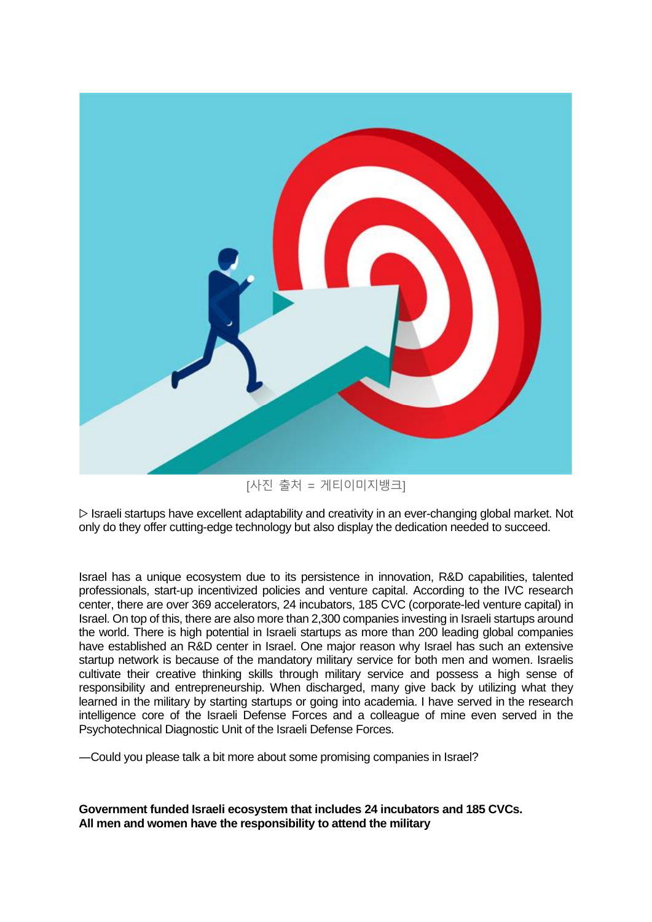[사진 출처 = 게티이미지뱅크]

▷ Israeli startups have excellent adaptability and creativity in an ever-changing global market. Not only do they offer cutting-edge technology but also display the dedication needed to succeed.

Israel has a unique ecosystem due to its persistence in innovation, R&D capabilities, talented professionals, start-up incentivized policies and venture capital. According to the IVC research center, there are over 369 accelerators, 24 incubators, 185 CVC (corporate-led venture capital) in Israel. On top of this, there are also more than 2,300 companies investing in Israeli startups around the world. There is high potential in Israeli startups as more than 200 leading global companies have established an R&D center in Israel. One major reason why Israel has such an extensive startup network is because of the mandatory military service for both men and women. Israelis cultivate their creative thinking skills through military service and possess a high sense of responsibility and entrepreneurship. When discharged, many give back by utilizing what they learned in the military by starting startups or going into academia. I have served in the research intelligence core of the Israeli Defense Forces and a colleague of mine even served in the Psychotechnical Diagnostic Unit of the Israeli Defense Forces.

—Could you please talk a bit more about some promising companies in Israel?

**Government funded Israeli ecosystem that includes 24 incubators and 185 CVCs.**
**All men and women have the responsibility to attend the military**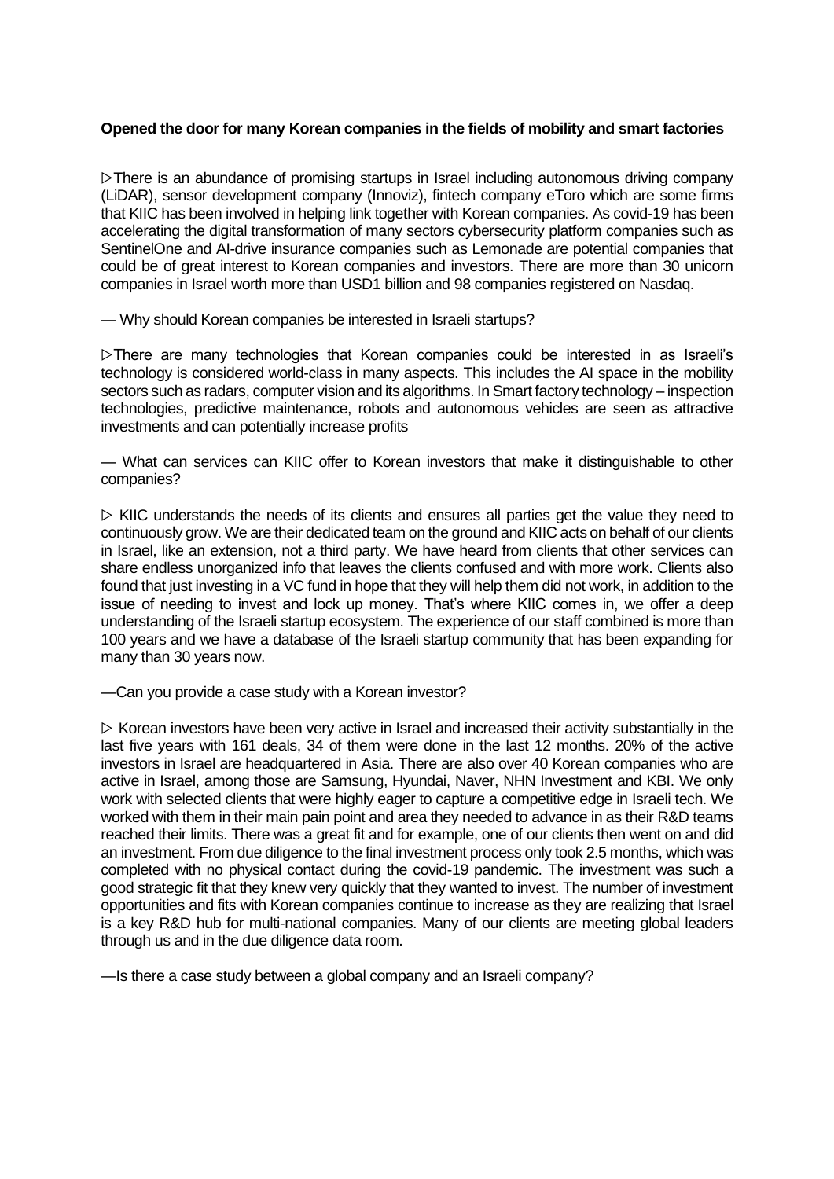**Opened the door for many Korean companies in the fields of mobility and smart factories**

▷There is an abundance of promising startups in Israel including autonomous driving company (LiDAR), sensor development company (Innoviz), fintech company eToro which are some firms that KIIC has been involved in helping link together with Korean companies. As covid-19 has been accelerating the digital transformation of many sectors cybersecurity platform companies such as SentinelOne and AI-drive insurance companies such as Lemonade are potential companies that could be of great interest to Korean companies and investors. There are more than 30 unicorn companies in Israel worth more than USD1 billion and 98 companies registered on Nasdaq.

— Why should Korean companies be interested in Israeli startups?

▷There are many technologies that Korean companies could be interested in as Israeli's technology is considered world-class in many aspects. This includes the AI space in the mobility sectors such as radars, computer vision and its algorithms. In Smart factory technology – inspection technologies, predictive maintenance, robots and autonomous vehicles are seen as attractive investments and can potentially increase profits

— What can services can KIIC offer to Korean investors that make it distinguishable to other companies?

▷ KIIC understands the needs of its clients and ensures all parties get the value they need to continuously grow. We are their dedicated team on the ground and KIIC acts on behalf of our clients in Israel, like an extension, not a third party. We have heard from clients that other services can share endless unorganized info that leaves the clients confused and with more work. Clients also found that just investing in a VC fund in hope that they will help them did not work, in addition to the issue of needing to invest and lock up money. That's where KIIC comes in, we offer a deep understanding of the Israeli startup ecosystem. The experience of our staff combined is more than 100 years and we have a database of the Israeli startup community that has been expanding for many than 30 years now.

—Can you provide a case study with a Korean investor?

▷ Korean investors have been very active in Israel and increased their activity substantially in the last five years with 161 deals, 34 of them were done in the last 12 months. 20% of the active investors in Israel are headquartered in Asia. There are also over 40 Korean companies who are active in Israel, among those are Samsung, Hyundai, Naver, NHN Investment and KBI. We only work with selected clients that were highly eager to capture a competitive edge in Israeli tech. We worked with them in their main pain point and area they needed to advance in as their R&D teams reached their limits. There was a great fit and for example, one of our clients then went on and did an investment. From due diligence to the final investment process only took 2.5 months, which was completed with no physical contact during the covid-19 pandemic. The investment was such a good strategic fit that they knew very quickly that they wanted to invest. The number of investment opportunities and fits with Korean companies continue to increase as they are realizing that Israel is a key R&D hub for multi-national companies. Many of our clients are meeting global leaders through us and in the due diligence data room.

—Is there a case study between a global company and an Israeli company?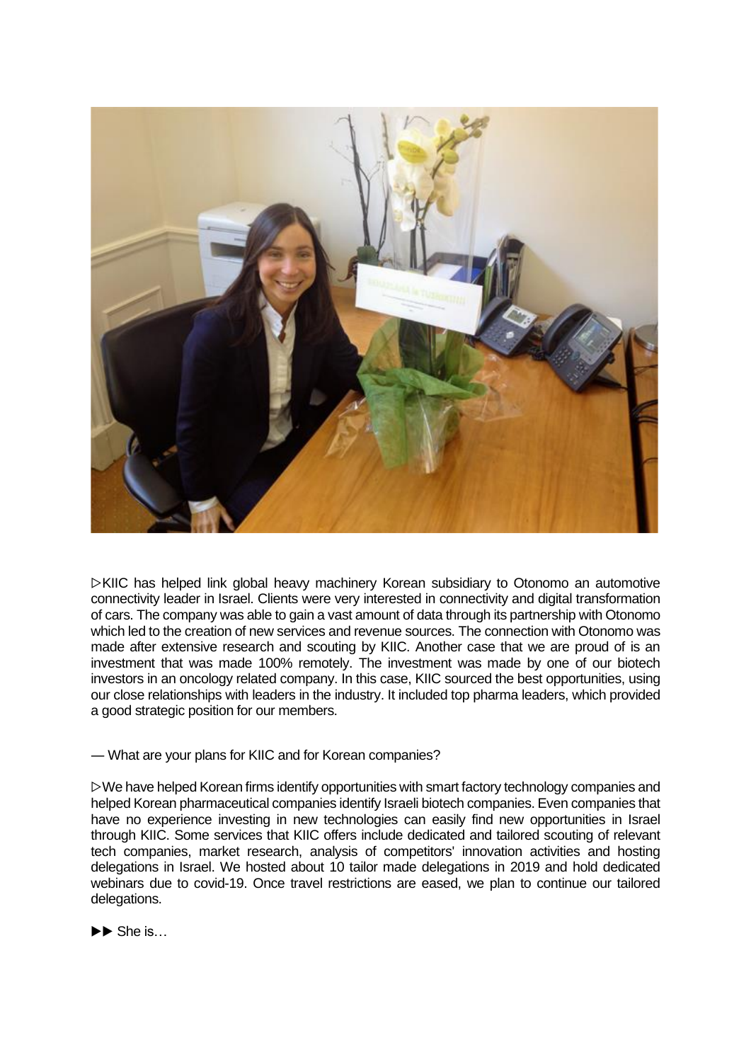▷KIIC has helped link global heavy machinery Korean subsidiary to Otonomo an automotive connectivity leader in Israel. Clients were very interested in connectivity and digital transformation of cars. The company was able to gain a vast amount of data through its partnership with Otonomo which led to the creation of new services and revenue sources. The connection with Otonomo was made after extensive research and scouting by KIIC. Another case that we are proud of is an investment that was made 100% remotely. The investment was made by one of our biotech investors in an oncology related company. In this case, KIIC sourced the best opportunities, using our close relationships with leaders in the industry. It included top pharma leaders, which provided a good strategic position for our members.

— What are your plans for KIIC and for Korean companies?

▷We have helped Korean firms identify opportunities with smart factory technology companies and helped Korean pharmaceutical companies identify Israeli biotech companies. Even companies that have no experience investing in new technologies can easily find new opportunities in Israel through KIIC. Some services that KIIC offers include dedicated and tailored scouting of relevant tech companies, market research, analysis of competitors' innovation activities and hosting delegations in Israel. We hosted about 10 tailor made delegations in 2019 and hold dedicated webinars due to covid-19. Once travel restrictions are eased, we plan to continue our tailored delegations.

►► She is…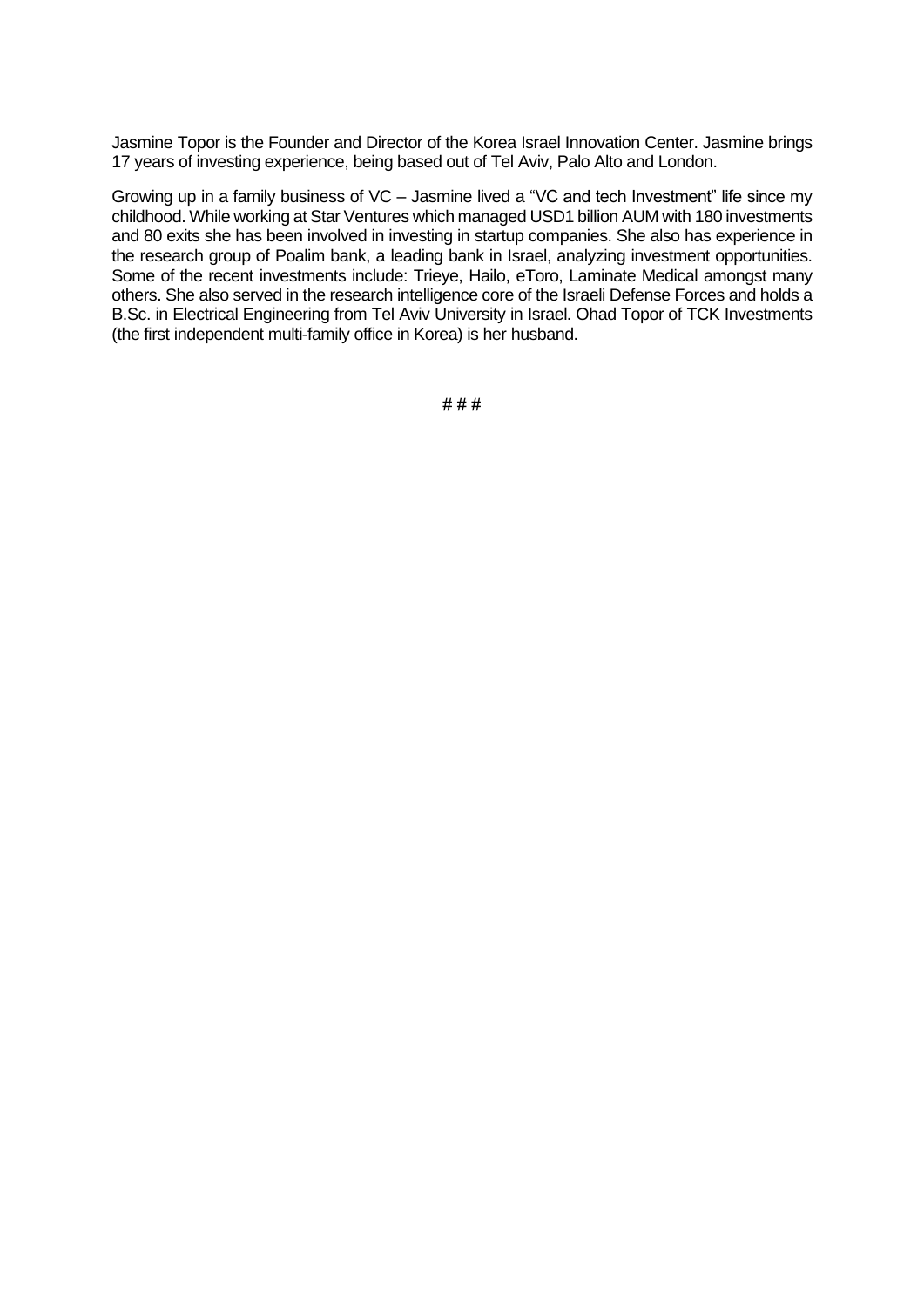Jasmine Topor is the Founder and Director of the Korea Israel Innovation Center. Jasmine brings 17 years of investing experience, being based out of Tel Aviv, Palo Alto and London.

Growing up in a family business of VC – Jasmine lived a "VC and tech Investment" life since my childhood. While working at Star Ventures which managed USD1 billion AUM with 180 investments and 80 exits she has been involved in investing in startup companies. She also has experience in the research group of Poalim bank, a leading bank in Israel, analyzing investment opportunities. Some of the recent investments include: Trieye, Hailo, eToro, Laminate Medical amongst many others. She also served in the research intelligence core of the Israeli Defense Forces and holds a B.Sc. in Electrical Engineering from Tel Aviv University in Israel. Ohad Topor of TCK Investments (the first independent multi-family office in Korea) is her husband.

# # #